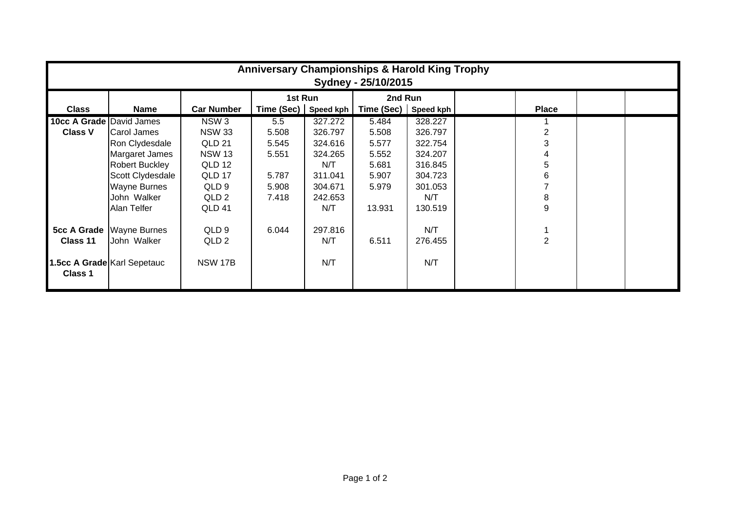| Anniversary Championships & Harold King Trophy Sydney - 25/10/2015 | | | | | | | | | | |
|---|---|---|---|---|---|---|---|---|---|---|
| | | | 1st Run | | 2nd Run | | | | | |
| **Class** | **Name** | **Car Number** | **Time (Sec)** | **Speed kph** | **Time (Sec)** | **Speed kph** | | **Place** | | |
| **10cc A Grade** | David James | NSW 3 | 5.5 | 327.272 | 5.484 | 328.227 | | 1 | | |
| **Class V** | Carol James | NSW 33 | 5.508 | 326.797 | 5.508 | 326.797 | | 2 | | |
| | Ron Clydesdale | QLD 21 | 5.545 | 324.616 | 5.577 | 322.754 | | 3 | | |
| | Margaret James | NSW 13 | 5.551 | 324.265 | 5.552 | 324.207 | | 4 | | |
| | Robert Buckley | QLD 12 | | N/T | 5.681 | 316.845 | | 5 | | |
| | Scott Clydesdale | QLD 17 | 5.787 | 311.041 | 5.907 | 304.723 | | 6 | | |
| | Wayne Burnes | QLD 9 | 5.908 | 304.671 | 5.979 | 301.053 | | 7 | | |
| | John Walker | QLD 2 | 7.418 | 242.653 | | N/T | | 8 | | |
| | Alan Telfer | QLD 41 | | N/T | 13.931 | 130.519 | | 9 | | |
| | | | | | | | | | | |
| **5cc A Grade** | Wayne Burnes | QLD 9 | 6.044 | 297.816 | | N/T | | 1 | | |
| **Class 11** | John Walker | QLD 2 | | N/T | 6.511 | 276.455 | | 2 | | |
| | | | | | | | | | | |
| **1.5cc A Grade** | Karl Sepetauc | NSW 17B | | N/T | | N/T | | | | |
| **Class 1** | | | | | | | | | | |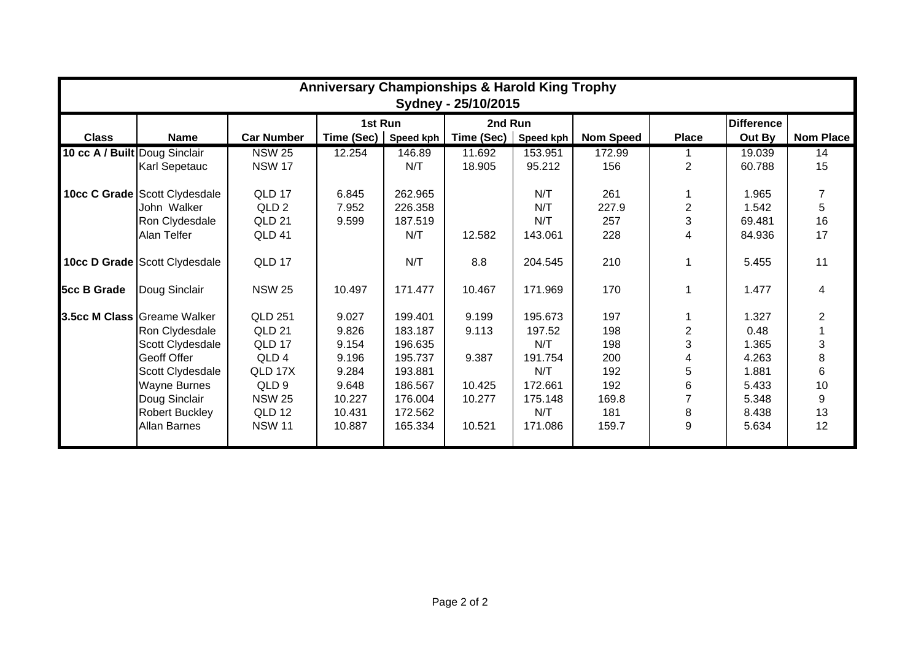## Anniversary Championships & Harold King Trophy

## Sydney - 25/10/2015

| | | | 1st Run | | 2nd Run | | | | Difference | |
|---|---|---|---|---|---|---|---|---|---|---|
| **Class** | **Name** | **Car Number** | **Time (Sec)** | **Speed kph** | **Time (Sec)** | **Speed kph** | **Nom Speed** | **Place** | **Out By** | **Nom Place** |
| **10 cc A / Built** | Doug Sinclair | NSW 25 | 12.254 | 146.89 | 11.692 | 153.951 | 172.99 | 1 | 19.039 | 14 |
| | Karl Sepetauc | NSW 17 | | N/T | 18.905 | 95.212 | 156 | 2 | 60.788 | 15 |
| **10cc C Grade** | Scott Clydesdale | QLD 17 | 6.845 | 262.965 | | N/T | 261 | 1 | 1.965 | 7 |
| | John Walker | QLD 2 | 7.952 | 226.358 | | N/T | 227.9 | 2 | 1.542 | 5 |
| | Ron Clydesdale | QLD 21 | 9.599 | 187.519 | | N/T | 257 | 3 | 69.481 | 16 |
| | Alan Telfer | QLD 41 | | N/T | 12.582 | 143.061 | 228 | 4 | 84.936 | 17 |
| **10cc D Grade** | Scott Clydesdale | QLD 17 | | N/T | 8.8 | 204.545 | 210 | 1 | 5.455 | 11 |
| **5cc B Grade** | Doug Sinclair | NSW 25 | 10.497 | 171.477 | 10.467 | 171.969 | 170 | 1 | 1.477 | 4 |
| **3.5cc M Class** | Greame Walker | QLD 251 | 9.027 | 199.401 | 9.199 | 195.673 | 197 | 1 | 1.327 | 2 |
| | Ron Clydesdale | QLD 21 | 9.826 | 183.187 | 9.113 | 197.52 | 198 | 2 | 0.48 | 1 |
| | Scott Clydesdale | QLD 17 | 9.154 | 196.635 | | N/T | 198 | 3 | 1.365 | 3 |
| | Geoff Offer | QLD 4 | 9.196 | 195.737 | 9.387 | 191.754 | 200 | 4 | 4.263 | 8 |
| | Scott Clydesdale | QLD 17X | 9.284 | 193.881 | | N/T | 192 | 5 | 1.881 | 6 |
| | Wayne Burnes | QLD 9 | 9.648 | 186.567 | 10.425 | 172.661 | 192 | 6 | 5.433 | 10 |
| | Doug Sinclair | NSW 25 | 10.227 | 176.004 | 10.277 | 175.148 | 169.8 | 7 | 5.348 | 9 |
| | Robert Buckley | QLD 12 | 10.431 | 172.562 | | N/T | 181 | 8 | 8.438 | 13 |
| | Allan Barnes | NSW 11 | 10.887 | 165.334 | 10.521 | 171.086 | 159.7 | 9 | 5.634 | 12 |